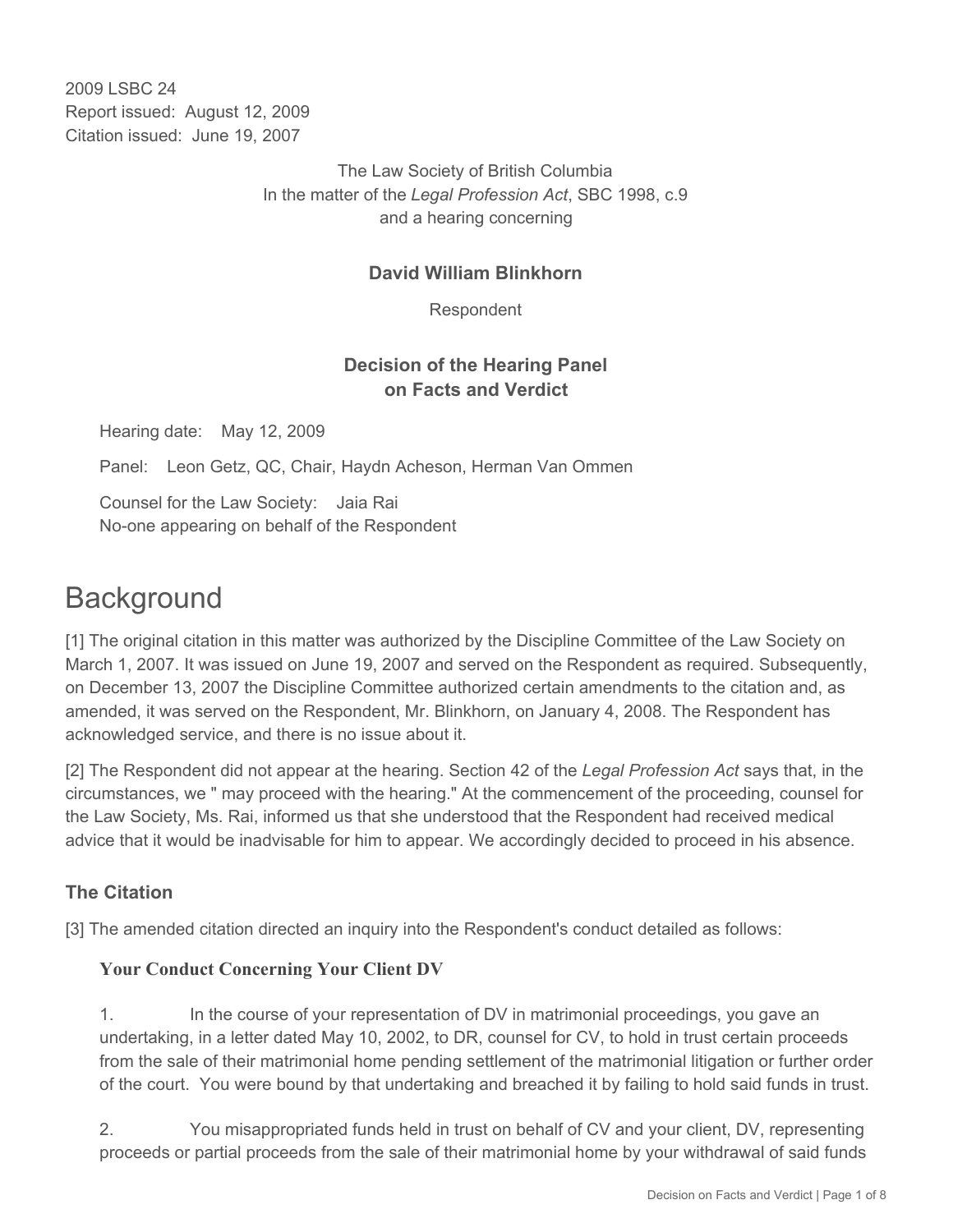2009 LSBC 24
Report issued: August 12, 2009
Citation issued: June 19, 2007

The Law Society of British Columbia
In the matter of the *Legal Profession Act*, SBC 1998, c.9
and a hearing concerning

**David William Blinkhorn**

Respondent

**Decision of the Hearing Panel
on Facts and Verdict**

Hearing date: May 12, 2009

Panel: Leon Getz, QC, Chair, Haydn Acheson, Herman Van Ommen

Counsel for the Law Society: Jaia Rai
No-one appearing on behalf of the Respondent

# Background

[1] The original citation in this matter was authorized by the Discipline Committee of the Law Society on March 1, 2007. It was issued on June 19, 2007 and served on the Respondent as required. Subsequently, on December 13, 2007 the Discipline Committee authorized certain amendments to the citation and, as amended, it was served on the Respondent, Mr. Blinkhorn, on January 4, 2008. The Respondent has acknowledged service, and there is no issue about it.

[2] The Respondent did not appear at the hearing. Section 42 of the *Legal Profession Act* says that, in the circumstances, we " may proceed with the hearing." At the commencement of the proceeding, counsel for the Law Society, Ms. Rai, informed us that she understood that the Respondent had received medical advice that it would be inadvisable for him to appear. We accordingly decided to proceed in his absence.

## The Citation

[3] The amended citation directed an inquiry into the Respondent's conduct detailed as follows:

**Your Conduct Concerning Your Client DV**

1. In the course of your representation of DV in matrimonial proceedings, you gave an undertaking, in a letter dated May 10, 2002, to DR, counsel for CV, to hold in trust certain proceeds from the sale of their matrimonial home pending settlement of the matrimonial litigation or further order of the court. You were bound by that undertaking and breached it by failing to hold said funds in trust.

2. You misappropriated funds held in trust on behalf of CV and your client, DV, representing proceeds or partial proceeds from the sale of their matrimonial home by your withdrawal of said funds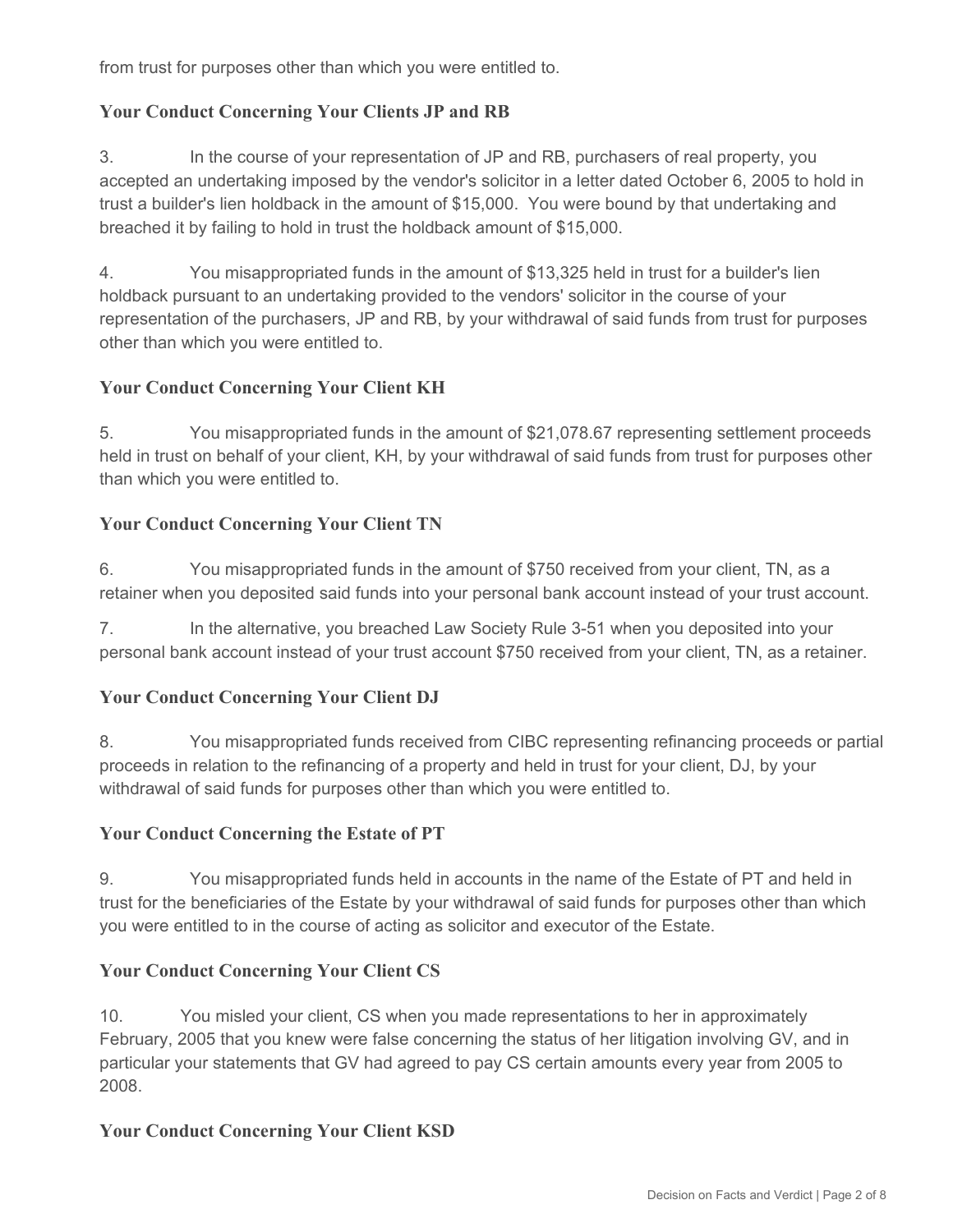from trust for purposes other than which you were entitled to.

### Your Conduct Concerning Your Clients JP and RB

3. In the course of your representation of JP and RB, purchasers of real property, you accepted an undertaking imposed by the vendor's solicitor in a letter dated October 6, 2005 to hold in trust a builder's lien holdback in the amount of $15,000. You were bound by that undertaking and breached it by failing to hold in trust the holdback amount of $15,000.

4. You misappropriated funds in the amount of $13,325 held in trust for a builder's lien holdback pursuant to an undertaking provided to the vendors' solicitor in the course of your representation of the purchasers, JP and RB, by your withdrawal of said funds from trust for purposes other than which you were entitled to.

### Your Conduct Concerning Your Client KH

5. You misappropriated funds in the amount of $21,078.67 representing settlement proceeds held in trust on behalf of your client, KH, by your withdrawal of said funds from trust for purposes other than which you were entitled to.

### Your Conduct Concerning Your Client TN

6. You misappropriated funds in the amount of $750 received from your client, TN, as a retainer when you deposited said funds into your personal bank account instead of your trust account.

7. In the alternative, you breached Law Society Rule 3-51 when you deposited into your personal bank account instead of your trust account $750 received from your client, TN, as a retainer.

### Your Conduct Concerning Your Client DJ

8. You misappropriated funds received from CIBC representing refinancing proceeds or partial proceeds in relation to the refinancing of a property and held in trust for your client, DJ, by your withdrawal of said funds for purposes other than which you were entitled to.

### Your Conduct Concerning the Estate of PT

9. You misappropriated funds held in accounts in the name of the Estate of PT and held in trust for the beneficiaries of the Estate by your withdrawal of said funds for purposes other than which you were entitled to in the course of acting as solicitor and executor of the Estate.

### Your Conduct Concerning Your Client CS

10. You misled your client, CS when you made representations to her in approximately February, 2005 that you knew were false concerning the status of her litigation involving GV, and in particular your statements that GV had agreed to pay CS certain amounts every year from 2005 to 2008.

### Your Conduct Concerning Your Client KSD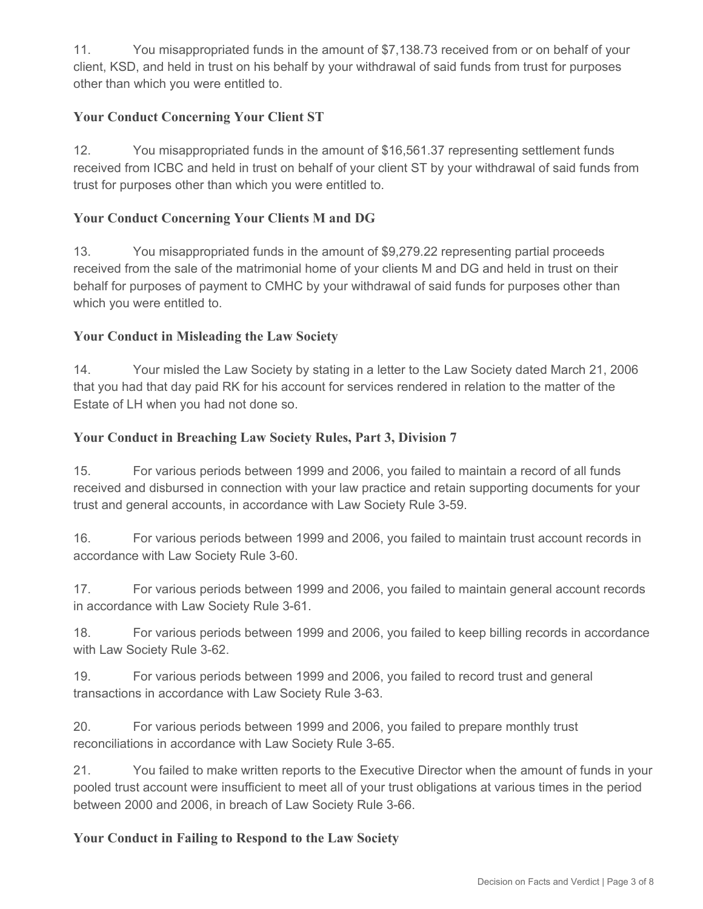11. You misappropriated funds in the amount of $7,138.73 received from or on behalf of your client, KSD, and held in trust on his behalf by your withdrawal of said funds from trust for purposes other than which you were entitled to.

### Your Conduct Concerning Your Client ST

12. You misappropriated funds in the amount of $16,561.37 representing settlement funds received from ICBC and held in trust on behalf of your client ST by your withdrawal of said funds from trust for purposes other than which you were entitled to.

### Your Conduct Concerning Your Clients M and DG

13. You misappropriated funds in the amount of $9,279.22 representing partial proceeds received from the sale of the matrimonial home of your clients M and DG and held in trust on their behalf for purposes of payment to CMHC by your withdrawal of said funds for purposes other than which you were entitled to.

### Your Conduct in Misleading the Law Society

14. Your misled the Law Society by stating in a letter to the Law Society dated March 21, 2006 that you had that day paid RK for his account for services rendered in relation to the matter of the Estate of LH when you had not done so.

### Your Conduct in Breaching Law Society Rules, Part 3, Division 7

15. For various periods between 1999 and 2006, you failed to maintain a record of all funds received and disbursed in connection with your law practice and retain supporting documents for your trust and general accounts, in accordance with Law Society Rule 3-59.

16. For various periods between 1999 and 2006, you failed to maintain trust account records in accordance with Law Society Rule 3-60.

17. For various periods between 1999 and 2006, you failed to maintain general account records in accordance with Law Society Rule 3-61.

18. For various periods between 1999 and 2006, you failed to keep billing records in accordance with Law Society Rule 3-62.

19. For various periods between 1999 and 2006, you failed to record trust and general transactions in accordance with Law Society Rule 3-63.

20. For various periods between 1999 and 2006, you failed to prepare monthly trust reconciliations in accordance with Law Society Rule 3-65.

21. You failed to make written reports to the Executive Director when the amount of funds in your pooled trust account were insufficient to meet all of your trust obligations at various times in the period between 2000 and 2006, in breach of Law Society Rule 3-66.

### Your Conduct in Failing to Respond to the Law Society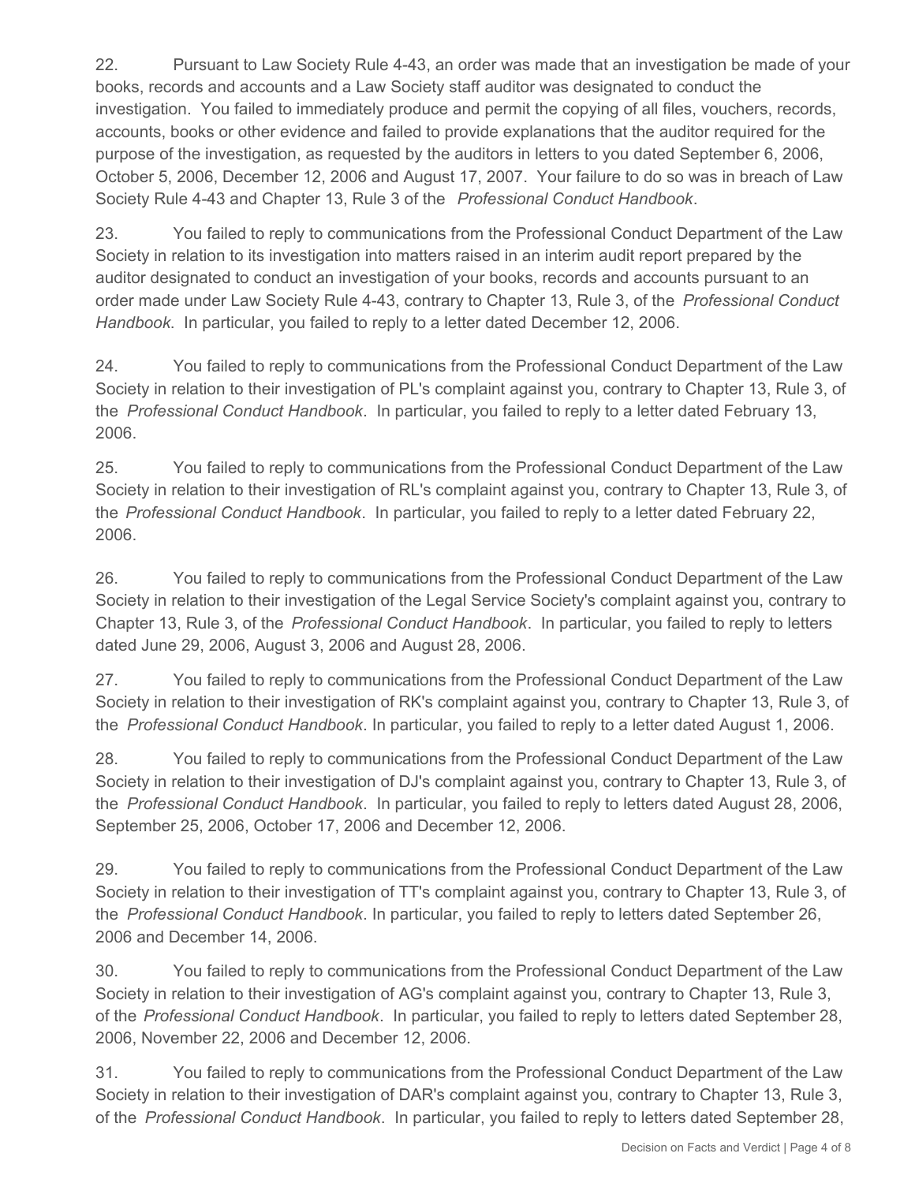22. Pursuant to Law Society Rule 4-43, an order was made that an investigation be made of your books, records and accounts and a Law Society staff auditor was designated to conduct the investigation. You failed to immediately produce and permit the copying of all files, vouchers, records, accounts, books or other evidence and failed to provide explanations that the auditor required for the purpose of the investigation, as requested by the auditors in letters to you dated September 6, 2006, October 5, 2006, December 12, 2006 and August 17, 2007. Your failure to do so was in breach of Law Society Rule 4-43 and Chapter 13, Rule 3 of the *Professional Conduct Handbook*.

23. You failed to reply to communications from the Professional Conduct Department of the Law Society in relation to its investigation into matters raised in an interim audit report prepared by the auditor designated to conduct an investigation of your books, records and accounts pursuant to an order made under Law Society Rule 4-43, contrary to Chapter 13, Rule 3, of the *Professional Conduct Handbook*. In particular, you failed to reply to a letter dated December 12, 2006.

24. You failed to reply to communications from the Professional Conduct Department of the Law Society in relation to their investigation of PL's complaint against you, contrary to Chapter 13, Rule 3, of the *Professional Conduct Handbook*. In particular, you failed to reply to a letter dated February 13, 2006.

25. You failed to reply to communications from the Professional Conduct Department of the Law Society in relation to their investigation of RL's complaint against you, contrary to Chapter 13, Rule 3, of the *Professional Conduct Handbook*. In particular, you failed to reply to a letter dated February 22, 2006.

26. You failed to reply to communications from the Professional Conduct Department of the Law Society in relation to their investigation of the Legal Service Society's complaint against you, contrary to Chapter 13, Rule 3, of the *Professional Conduct Handbook*. In particular, you failed to reply to letters dated June 29, 2006, August 3, 2006 and August 28, 2006.

27. You failed to reply to communications from the Professional Conduct Department of the Law Society in relation to their investigation of RK's complaint against you, contrary to Chapter 13, Rule 3, of the *Professional Conduct Handbook*. In particular, you failed to reply to a letter dated August 1, 2006.

28. You failed to reply to communications from the Professional Conduct Department of the Law Society in relation to their investigation of DJ's complaint against you, contrary to Chapter 13, Rule 3, of the *Professional Conduct Handbook*. In particular, you failed to reply to letters dated August 28, 2006, September 25, 2006, October 17, 2006 and December 12, 2006.

29. You failed to reply to communications from the Professional Conduct Department of the Law Society in relation to their investigation of TT's complaint against you, contrary to Chapter 13, Rule 3, of the *Professional Conduct Handbook*. In particular, you failed to reply to letters dated September 26, 2006 and December 14, 2006.

30. You failed to reply to communications from the Professional Conduct Department of the Law Society in relation to their investigation of AG's complaint against you, contrary to Chapter 13, Rule 3, of the *Professional Conduct Handbook*. In particular, you failed to reply to letters dated September 28, 2006, November 22, 2006 and December 12, 2006.

31. You failed to reply to communications from the Professional Conduct Department of the Law Society in relation to their investigation of DAR's complaint against you, contrary to Chapter 13, Rule 3, of the *Professional Conduct Handbook*. In particular, you failed to reply to letters dated September 28,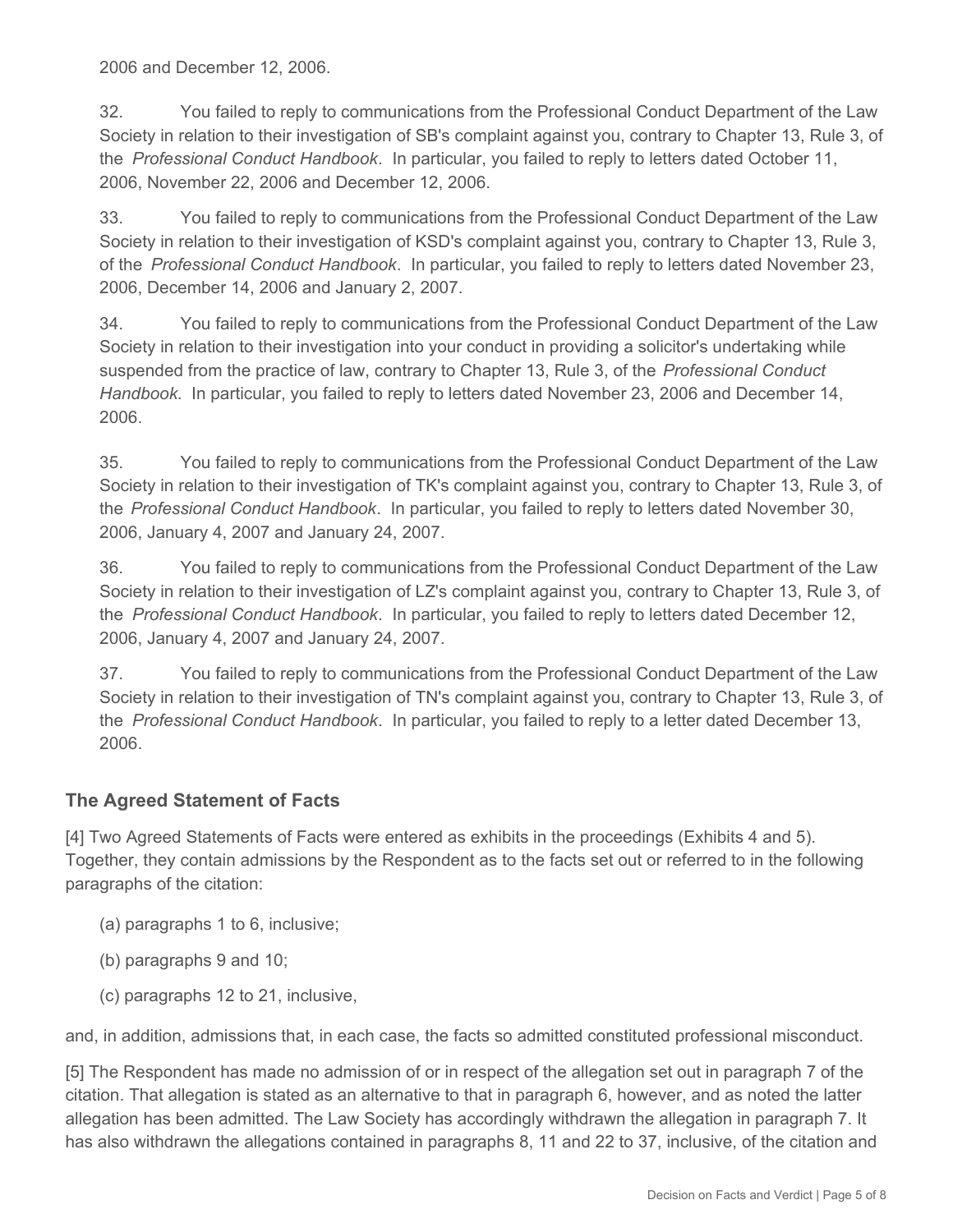2006 and December 12, 2006.

32. You failed to reply to communications from the Professional Conduct Department of the Law Society in relation to their investigation of SB's complaint against you, contrary to Chapter 13, Rule 3, of the *Professional Conduct Handbook*. In particular, you failed to reply to letters dated October 11, 2006, November 22, 2006 and December 12, 2006.

33. You failed to reply to communications from the Professional Conduct Department of the Law Society in relation to their investigation of KSD's complaint against you, contrary to Chapter 13, Rule 3, of the *Professional Conduct Handbook*. In particular, you failed to reply to letters dated November 23, 2006, December 14, 2006 and January 2, 2007.

34. You failed to reply to communications from the Professional Conduct Department of the Law Society in relation to their investigation into your conduct in providing a solicitor's undertaking while suspended from the practice of law, contrary to Chapter 13, Rule 3, of the *Professional Conduct Handbook*. In particular, you failed to reply to letters dated November 23, 2006 and December 14, 2006.

35. You failed to reply to communications from the Professional Conduct Department of the Law Society in relation to their investigation of TK's complaint against you, contrary to Chapter 13, Rule 3, of the *Professional Conduct Handbook*. In particular, you failed to reply to letters dated November 30, 2006, January 4, 2007 and January 24, 2007.

36. You failed to reply to communications from the Professional Conduct Department of the Law Society in relation to their investigation of LZ's complaint against you, contrary to Chapter 13, Rule 3, of the *Professional Conduct Handbook*. In particular, you failed to reply to letters dated December 12, 2006, January 4, 2007 and January 24, 2007.

37. You failed to reply to communications from the Professional Conduct Department of the Law Society in relation to their investigation of TN's complaint against you, contrary to Chapter 13, Rule 3, of the *Professional Conduct Handbook*. In particular, you failed to reply to a letter dated December 13, 2006.

## The Agreed Statement of Facts

[4] Two Agreed Statements of Facts were entered as exhibits in the proceedings (Exhibits 4 and 5). Together, they contain admissions by the Respondent as to the facts set out or referred to in the following paragraphs of the citation:

(a) paragraphs 1 to 6, inclusive;

(b) paragraphs 9 and 10;

(c) paragraphs 12 to 21, inclusive,

and, in addition, admissions that, in each case, the facts so admitted constituted professional misconduct.

[5] The Respondent has made no admission of or in respect of the allegation set out in paragraph 7 of the citation. That allegation is stated as an alternative to that in paragraph 6, however, and as noted the latter allegation has been admitted. The Law Society has accordingly withdrawn the allegation in paragraph 7. It has also withdrawn the allegations contained in paragraphs 8, 11 and 22 to 37, inclusive, of the citation and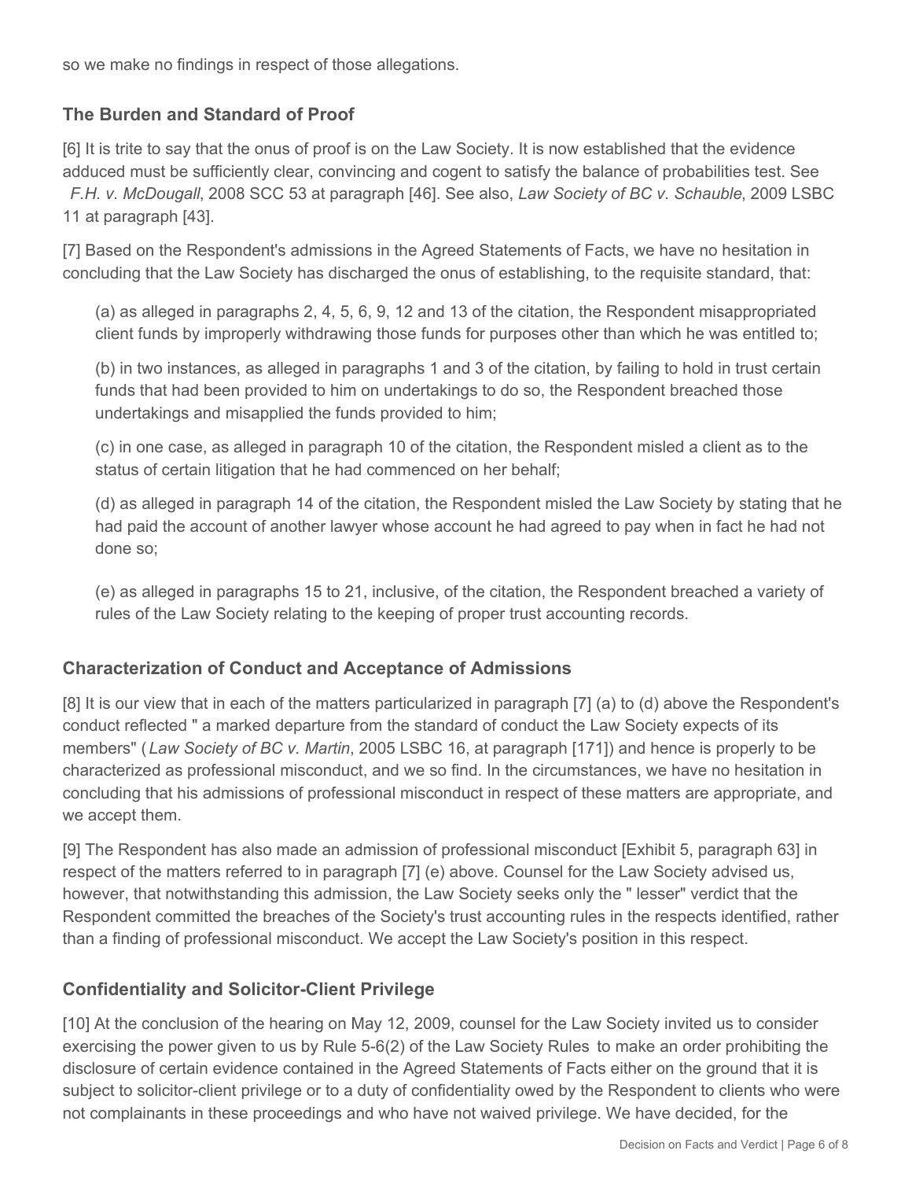so we make no findings in respect of those allegations.

## The Burden and Standard of Proof

[6] It is trite to say that the onus of proof is on the Law Society. It is now established that the evidence adduced must be sufficiently clear, convincing and cogent to satisfy the balance of probabilities test. See *F.H. v. McDougall*, 2008 SCC 53 at paragraph [46]. See also, *Law Society of BC v. Schauble*, 2009 LSBC 11 at paragraph [43].

[7] Based on the Respondent's admissions in the Agreed Statements of Facts, we have no hesitation in concluding that the Law Society has discharged the onus of establishing, to the requisite standard, that:

> (a) as alleged in paragraphs 2, 4, 5, 6, 9, 12 and 13 of the citation, the Respondent misappropriated client funds by improperly withdrawing those funds for purposes other than which he was entitled to;
>
> (b) in two instances, as alleged in paragraphs 1 and 3 of the citation, by failing to hold in trust certain funds that had been provided to him on undertakings to do so, the Respondent breached those undertakings and misapplied the funds provided to him;
>
> (c) in one case, as alleged in paragraph 10 of the citation, the Respondent misled a client as to the status of certain litigation that he had commenced on her behalf;
>
> (d) as alleged in paragraph 14 of the citation, the Respondent misled the Law Society by stating that he had paid the account of another lawyer whose account he had agreed to pay when in fact he had not done so;
>
> (e) as alleged in paragraphs 15 to 21, inclusive, of the citation, the Respondent breached a variety of rules of the Law Society relating to the keeping of proper trust accounting records.

## Characterization of Conduct and Acceptance of Admissions

[8] It is our view that in each of the matters particularized in paragraph [7] (a) to (d) above the Respondent's conduct reflected " a marked departure from the standard of conduct the Law Society expects of its members" (*Law Society of BC v. Martin*, 2005 LSBC 16, at paragraph [171]) and hence is properly to be characterized as professional misconduct, and we so find. In the circumstances, we have no hesitation in concluding that his admissions of professional misconduct in respect of these matters are appropriate, and we accept them.

[9] The Respondent has also made an admission of professional misconduct [Exhibit 5, paragraph 63] in respect of the matters referred to in paragraph [7] (e) above. Counsel for the Law Society advised us, however, that notwithstanding this admission, the Law Society seeks only the " lesser" verdict that the Respondent committed the breaches of the Society's trust accounting rules in the respects identified, rather than a finding of professional misconduct. We accept the Law Society's position in this respect.

## Confidentiality and Solicitor-Client Privilege

[10] At the conclusion of the hearing on May 12, 2009, counsel for the Law Society invited us to consider exercising the power given to us by Rule 5-6(2) of the Law Society Rules to make an order prohibiting the disclosure of certain evidence contained in the Agreed Statements of Facts either on the ground that it is subject to solicitor-client privilege or to a duty of confidentiality owed by the Respondent to clients who were not complainants in these proceedings and who have not waived privilege. We have decided, for the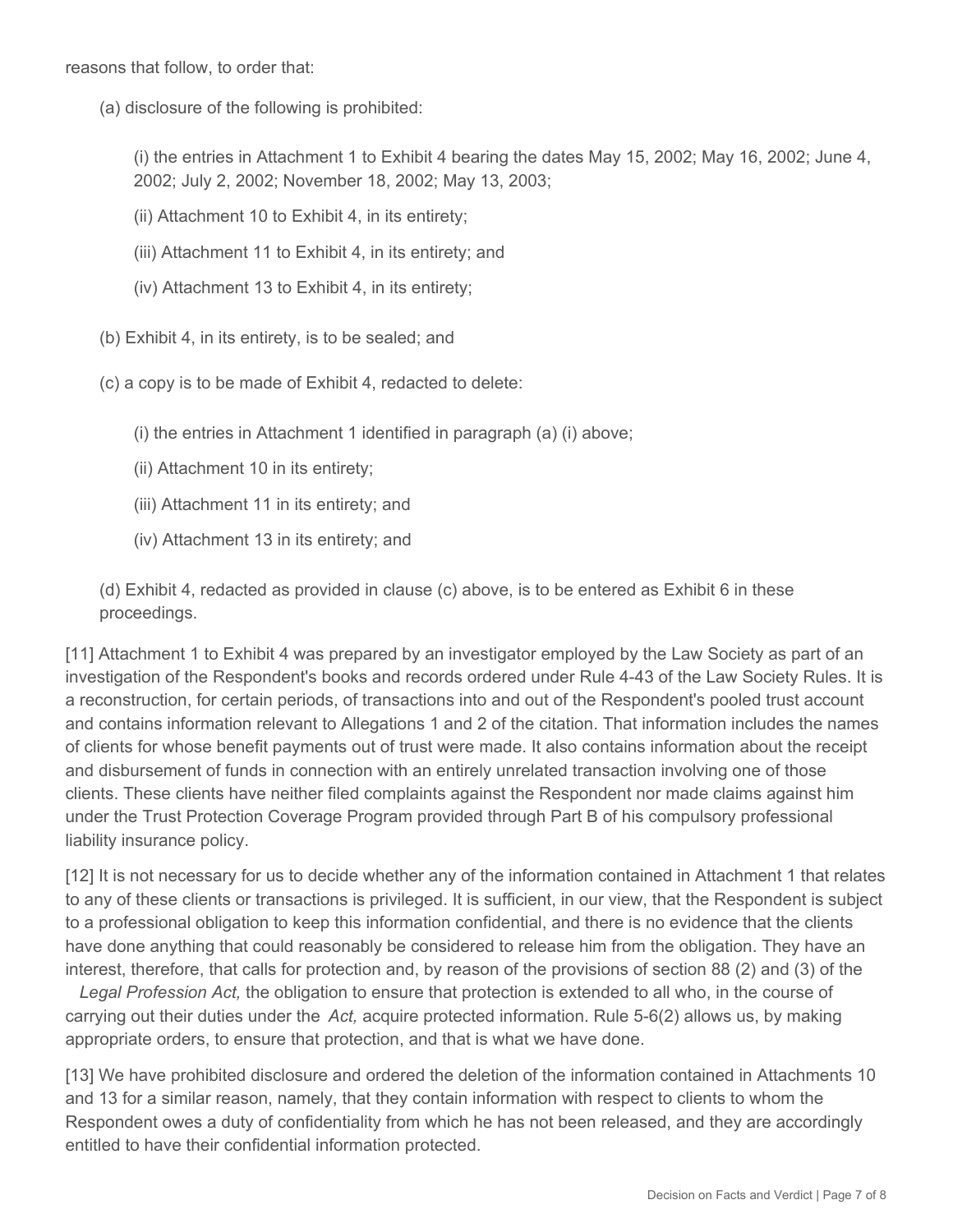reasons that follow, to order that:

(a) disclosure of the following is prohibited:

(i) the entries in Attachment 1 to Exhibit 4 bearing the dates May 15, 2002; May 16, 2002; June 4, 2002; July 2, 2002; November 18, 2002; May 13, 2003;

(ii) Attachment 10 to Exhibit 4, in its entirety;

(iii) Attachment 11 to Exhibit 4, in its entirety; and

(iv) Attachment 13 to Exhibit 4, in its entirety;

(b) Exhibit 4, in its entirety, is to be sealed; and

(c) a copy is to be made of Exhibit 4, redacted to delete:

(i) the entries in Attachment 1 identified in paragraph (a) (i) above;

(ii) Attachment 10 in its entirety;

(iii) Attachment 11 in its entirety; and

(iv) Attachment 13 in its entirety; and

(d) Exhibit 4, redacted as provided in clause (c) above, is to be entered as Exhibit 6 in these proceedings.

[11] Attachment 1 to Exhibit 4 was prepared by an investigator employed by the Law Society as part of an investigation of the Respondent's books and records ordered under Rule 4-43 of the Law Society Rules. It is a reconstruction, for certain periods, of transactions into and out of the Respondent's pooled trust account and contains information relevant to Allegations 1 and 2 of the citation. That information includes the names of clients for whose benefit payments out of trust were made. It also contains information about the receipt and disbursement of funds in connection with an entirely unrelated transaction involving one of those clients. These clients have neither filed complaints against the Respondent nor made claims against him under the Trust Protection Coverage Program provided through Part B of his compulsory professional liability insurance policy.

[12] It is not necessary for us to decide whether any of the information contained in Attachment 1 that relates to any of these clients or transactions is privileged. It is sufficient, in our view, that the Respondent is subject to a professional obligation to keep this information confidential, and there is no evidence that the clients have done anything that could reasonably be considered to release him from the obligation. They have an interest, therefore, that calls for protection and, by reason of the provisions of section 88 (2) and (3) of the *Legal Profession Act,* the obligation to ensure that protection is extended to all who, in the course of carrying out their duties under the *Act,* acquire protected information. Rule 5-6(2) allows us, by making appropriate orders, to ensure that protection, and that is what we have done.

[13] We have prohibited disclosure and ordered the deletion of the information contained in Attachments 10 and 13 for a similar reason, namely, that they contain information with respect to clients to whom the Respondent owes a duty of confidentiality from which he has not been released, and they are accordingly entitled to have their confidential information protected.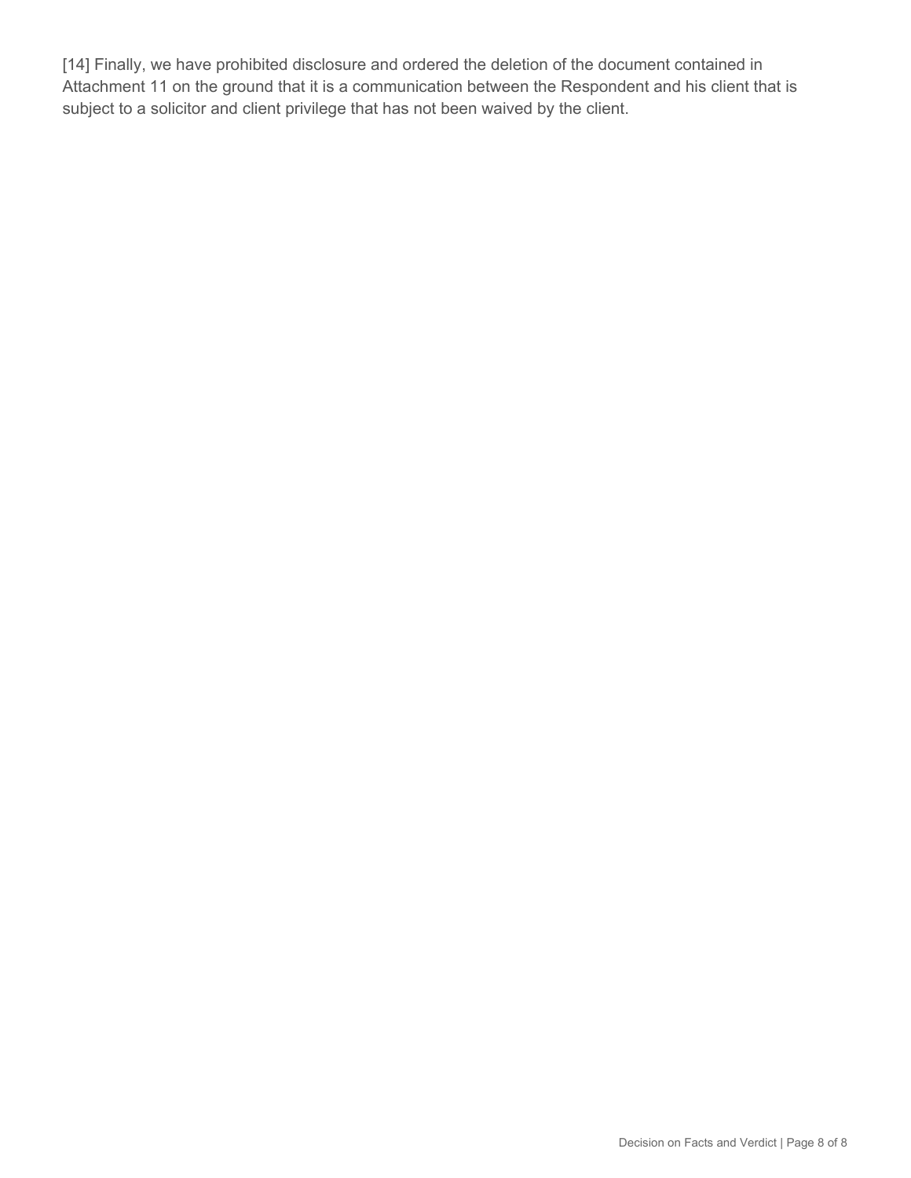[14] Finally, we have prohibited disclosure and ordered the deletion of the document contained in Attachment 11 on the ground that it is a communication between the Respondent and his client that is subject to a solicitor and client privilege that has not been waived by the client.